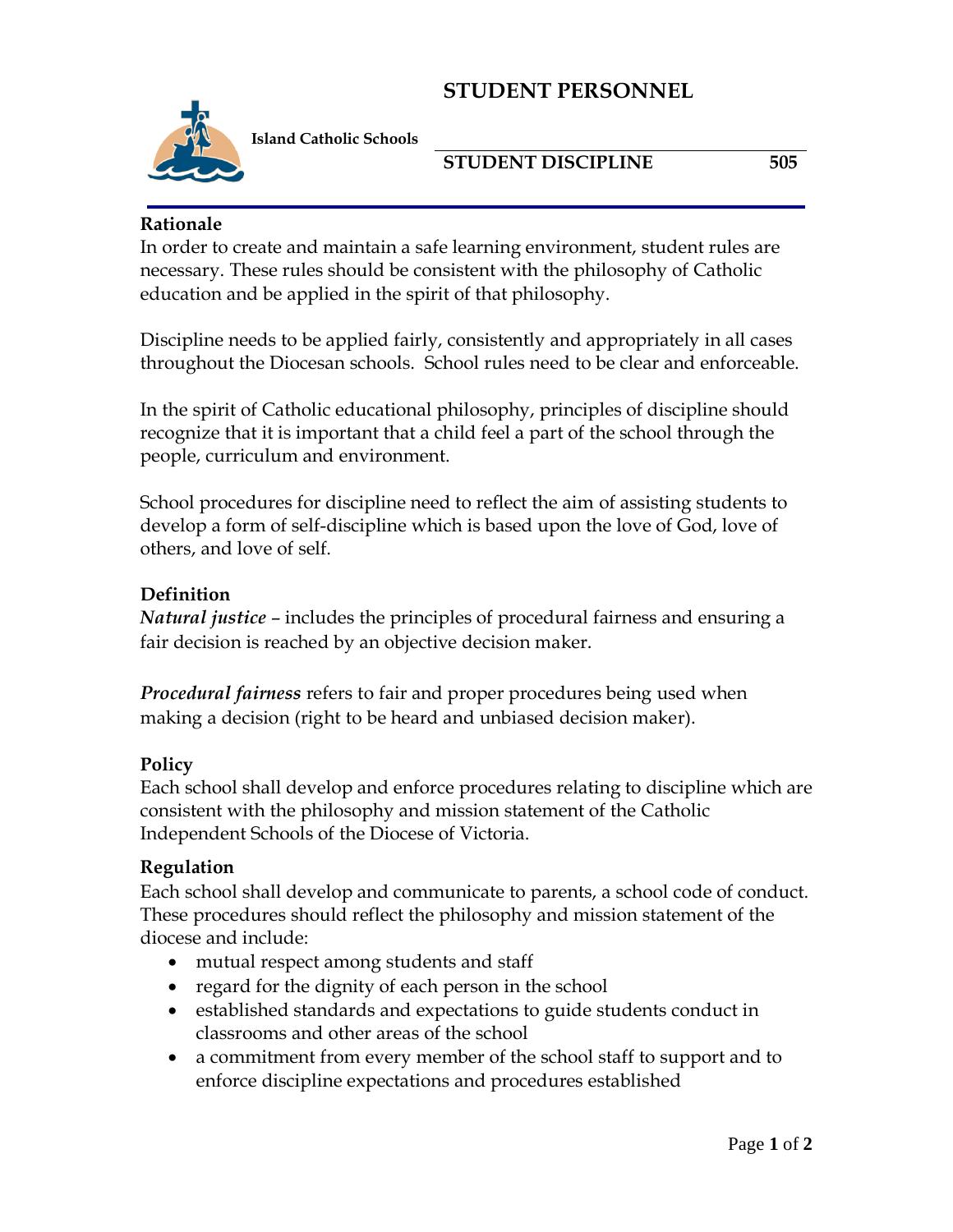# STUDENT PERSONNEL

**Island Catholic Schools**

## STUDENT DISCIPLINE 505

### Rationale

In order to create and maintain a safe learning environment, student rules are necessary. These rules should be consistent with the philosophy of Catholic education and be applied in the spirit of that philosophy.

Discipline needs to be applied fairly, consistently and appropriately in all cases throughout the Diocesan schools. School rules need to be clear and enforceable.

In the spirit of Catholic educational philosophy, principles of discipline should recognize that it is important that a child feel a part of the school through the people, curriculum and environment.

School procedures for discipline need to reflect the aim of assisting students to develop a form of self-discipline which is based upon the love of God, love of others, and love of self.

### Definition

***Natural justice*** – includes the principles of procedural fairness and ensuring a fair decision is reached by an objective decision maker.

***Procedural fairness*** refers to fair and proper procedures being used when making a decision (right to be heard and unbiased decision maker).

### Policy

Each school shall develop and enforce procedures relating to discipline which are consistent with the philosophy and mission statement of the Catholic Independent Schools of the Diocese of Victoria.

### Regulation

Each school shall develop and communicate to parents, a school code of conduct. These procedures should reflect the philosophy and mission statement of the diocese and include:

- mutual respect among students and staff
- regard for the dignity of each person in the school
- established standards and expectations to guide students conduct in classrooms and other areas of the school
- a commitment from every member of the school staff to support and to enforce discipline expectations and procedures established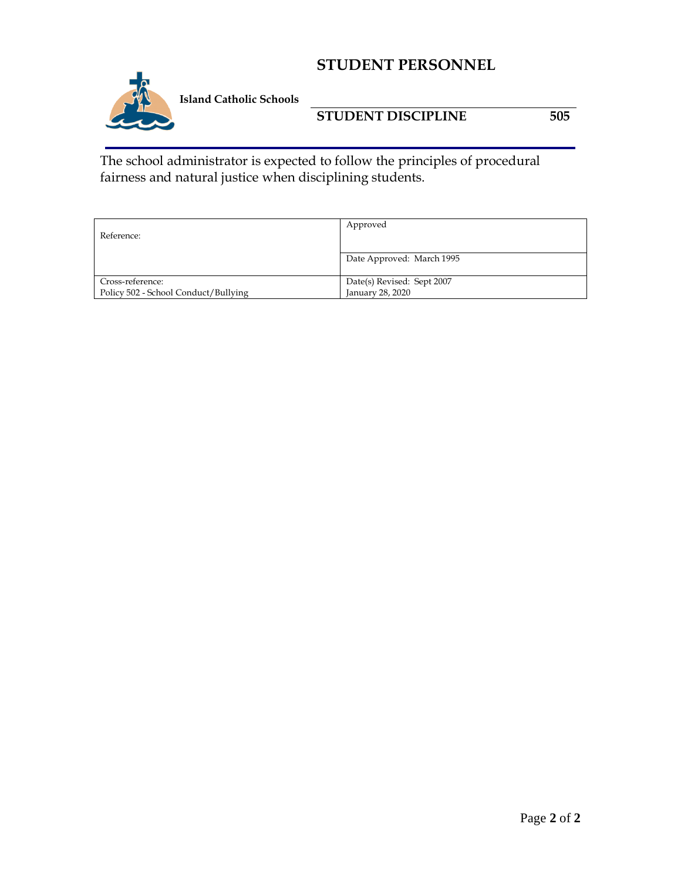# STUDENT PERSONNEL

**Island Catholic Schools**

## STUDENT DISCIPLINE 505

The school administrator is expected to follow the principles of procedural fairness and natural justice when disciplining students.

| | |
|---|---|
| Reference: | Approved |
| | Date Approved: March 1995 |
| Cross-reference:<br>Policy 502 - School Conduct/Bullying | Date(s) Revised: Sept 2007<br>January 28, 2020 |